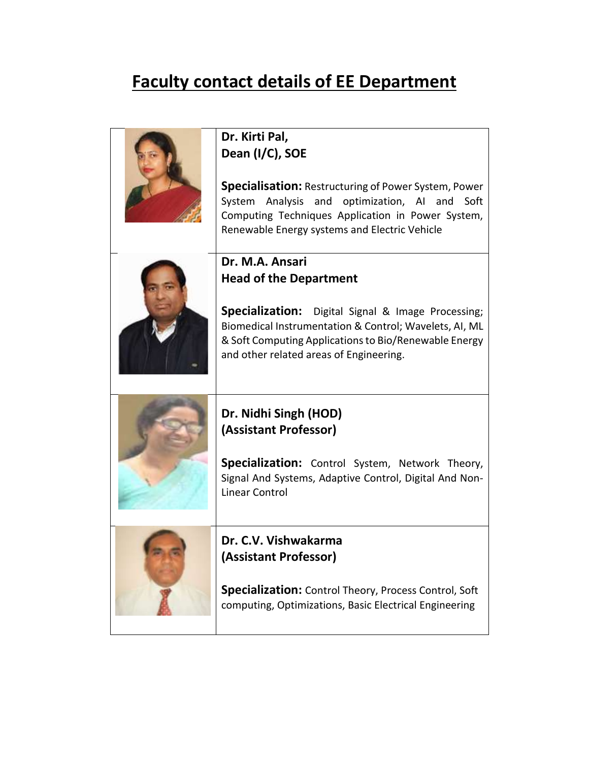# Faculty contact details of EE Department

| | |
|---|---|
| | **Dr. Kirti Pal,**<br>**Dean (I/C), SOE**<br><br>**Specialisation:** Restructuring of Power System, Power System Analysis and optimization, AI and Soft Computing Techniques Application in Power System, Renewable Energy systems and Electric Vehicle |
| | **Dr. M.A. Ansari**<br>**Head of the Department**<br><br>**Specialization:** Digital Signal & Image Processing; Biomedical Instrumentation & Control; Wavelets, AI, ML & Soft Computing Applications to Bio/Renewable Energy and other related areas of Engineering. |
| | **Dr. Nidhi Singh (HOD)**<br>**(Assistant Professor)**<br><br>**Specialization:** Control System, Network Theory, Signal And Systems, Adaptive Control, Digital And Non-Linear Control |
| | **Dr. C.V. Vishwakarma**<br>**(Assistant Professor)**<br><br>**Specialization:** Control Theory, Process Control, Soft computing, Optimizations, Basic Electrical Engineering |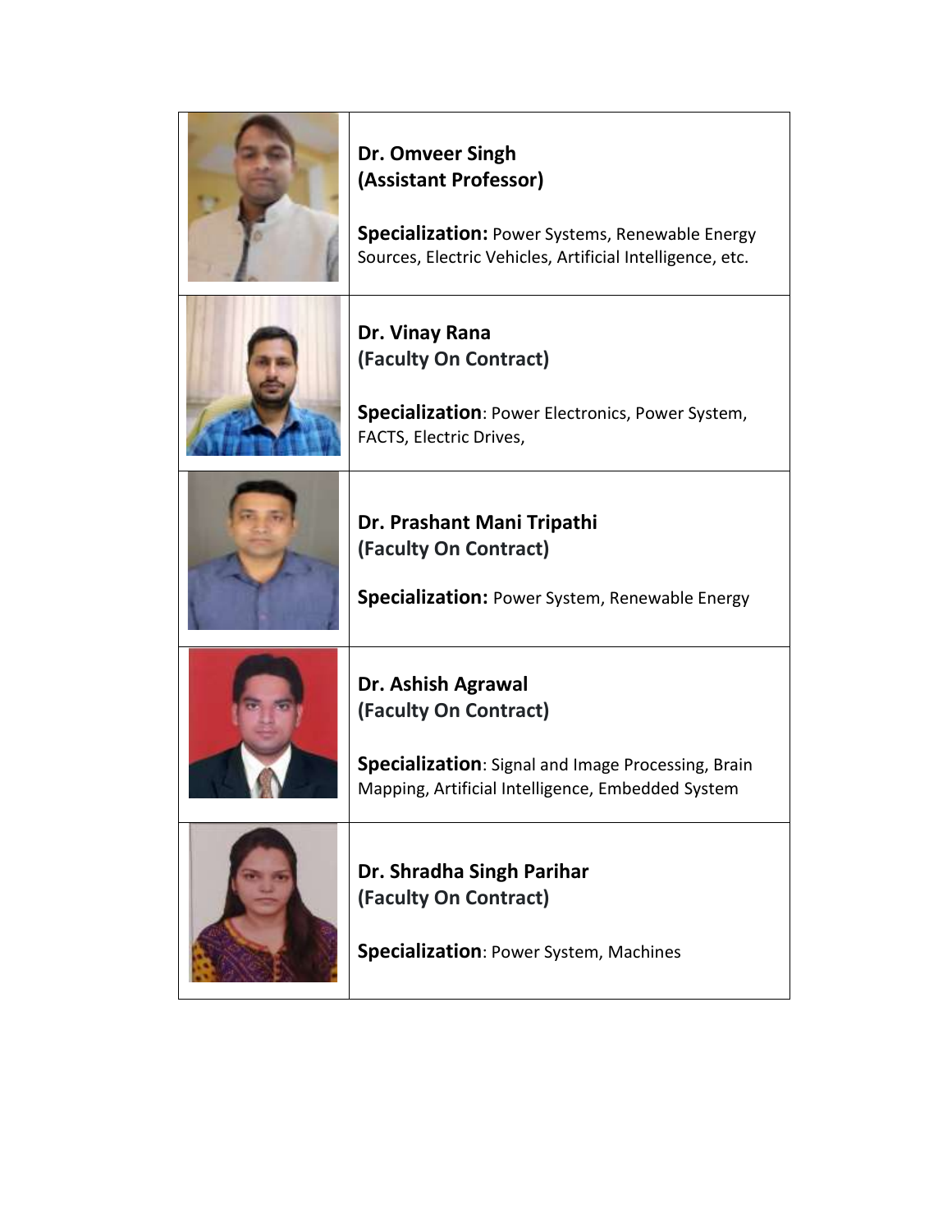| | |
|---|---|
| | **Dr. Omveer Singh**<br>**(Assistant Professor)**<br><br>**Specialization:** Power Systems, Renewable Energy Sources, Electric Vehicles, Artificial Intelligence, etc. |
| | **Dr. Vinay Rana**<br>**(Faculty On Contract)**<br><br>**Specialization**: Power Electronics, Power System, FACTS, Electric Drives, |
| | **Dr. Prashant Mani Tripathi**<br>**(Faculty On Contract)**<br><br>**Specialization:** Power System, Renewable Energy |
| | **Dr. Ashish Agrawal**<br>**(Faculty On Contract)**<br><br>**Specialization**: Signal and Image Processing, Brain Mapping, Artificial Intelligence, Embedded System |
| | **Dr. Shradha Singh Parihar**<br>**(Faculty On Contract)**<br><br>**Specialization**: Power System, Machines |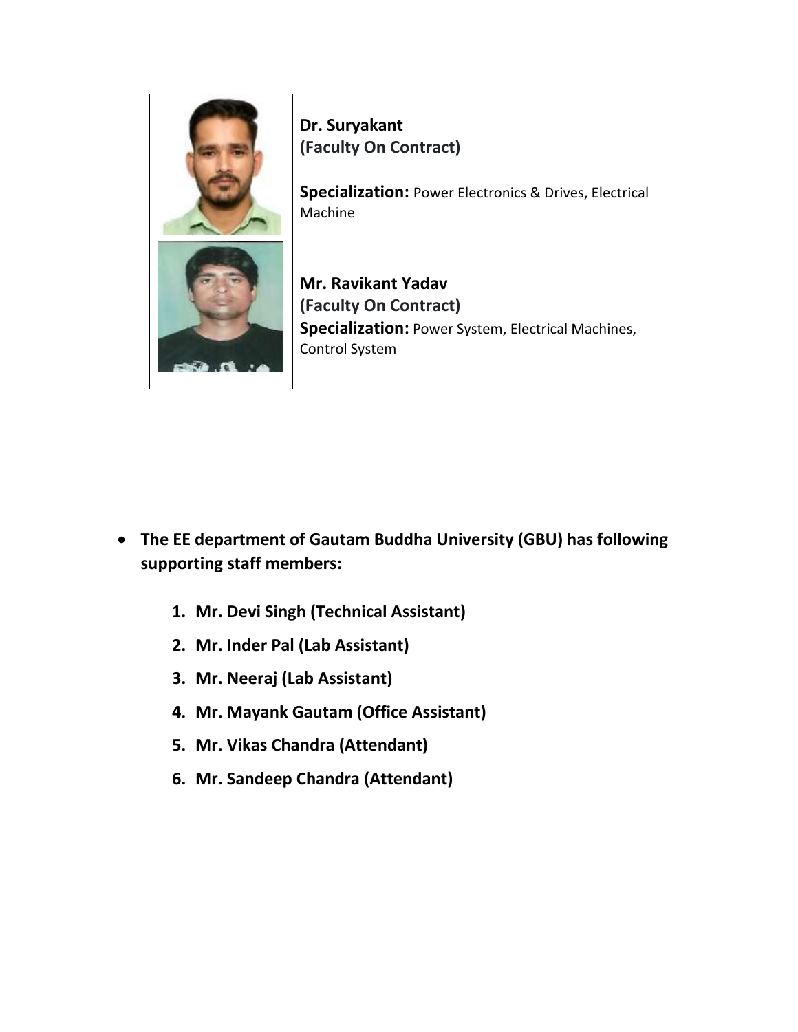| | |
|---|---|
| | **Dr. Suryakant**<br>**(Faculty On Contract)**<br><br>**Specialization:** Power Electronics & Drives, Electrical Machine |
| | **Mr. Ravikant Yadav**<br>**(Faculty On Contract)**<br>**Specialization:** Power System, Electrical Machines, Control System |

- **The EE department of Gautam Buddha University (GBU) has following supporting staff members:**

    1. **Mr. Devi Singh (Technical Assistant)**
    2. **Mr. Inder Pal (Lab Assistant)**
    3. **Mr. Neeraj (Lab Assistant)**
    4. **Mr. Mayank Gautam (Office Assistant)**
    5. **Mr. Vikas Chandra (Attendant)**
    6. **Mr. Sandeep Chandra (Attendant)**